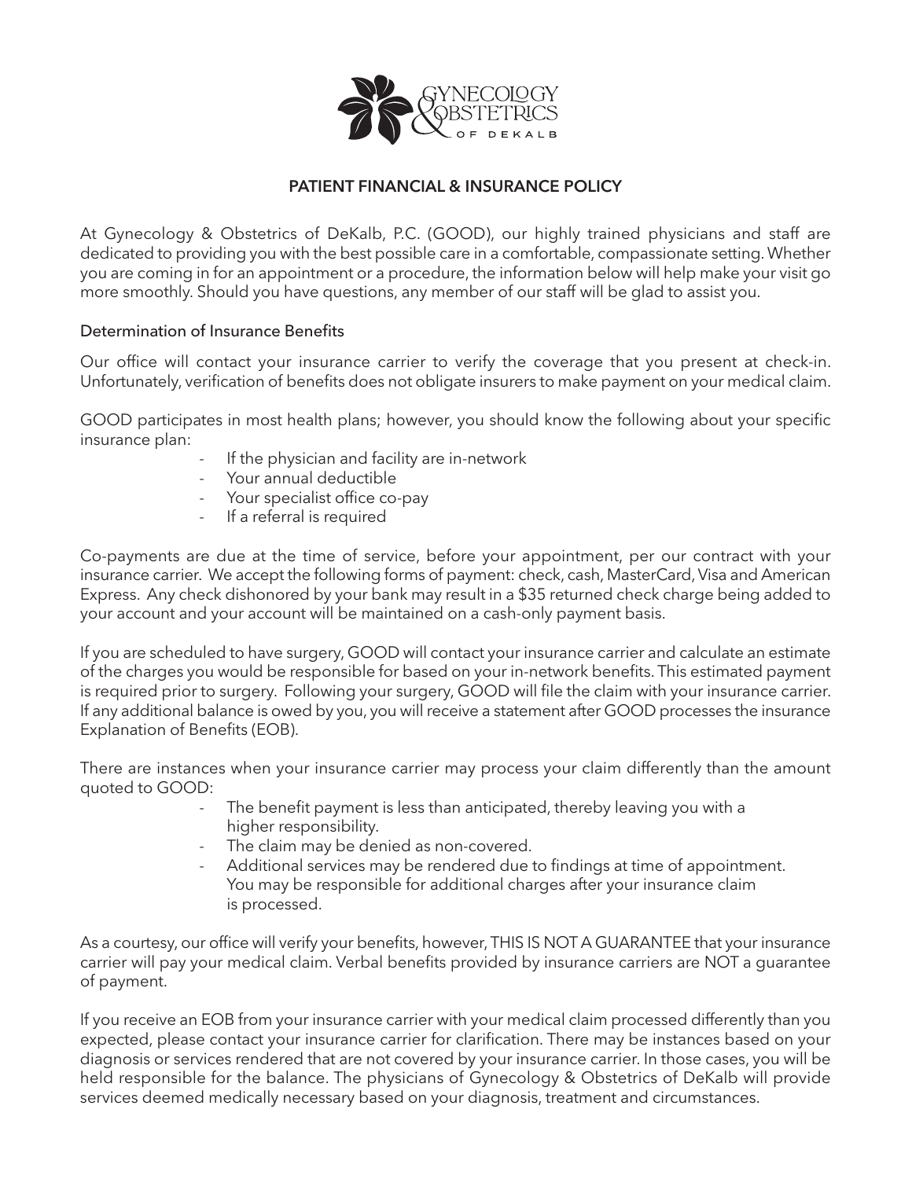GYNECOLOGY & OBSTETRICS OF DEKALB

# PATIENT FINANCIAL & INSURANCE POLICY

At Gynecology & Obstetrics of DeKalb, P.C. (GOOD), our highly trained physicians and staff are dedicated to providing you with the best possible care in a comfortable, compassionate setting. Whether you are coming in for an appointment or a procedure, the information below will help make your visit go more smoothly. Should you have questions, any member of our staff will be glad to assist you.

## Determination of Insurance Benefits

Our office will contact your insurance carrier to verify the coverage that you present at check-in. Unfortunately, verification of benefits does not obligate insurers to make payment on your medical claim.

GOOD participates in most health plans; however, you should know the following about your specific insurance plan:

- If the physician and facility are in-network
- Your annual deductible
- Your specialist office co-pay
- If a referral is required

Co-payments are due at the time of service, before your appointment, per our contract with your insurance carrier. We accept the following forms of payment: check, cash, MasterCard, Visa and American Express. Any check dishonored by your bank may result in a $35 returned check charge being added to your account and your account will be maintained on a cash-only payment basis.

If you are scheduled to have surgery, GOOD will contact your insurance carrier and calculate an estimate of the charges you would be responsible for based on your in-network benefits. This estimated payment is required prior to surgery. Following your surgery, GOOD will file the claim with your insurance carrier. If any additional balance is owed by you, you will receive a statement after GOOD processes the insurance Explanation of Benefits (EOB).

There are instances when your insurance carrier may process your claim differently than the amount quoted to GOOD:

- The benefit payment is less than anticipated, thereby leaving you with a higher responsibility.
- The claim may be denied as non-covered.
- Additional services may be rendered due to findings at time of appointment. You may be responsible for additional charges after your insurance claim is processed.

As a courtesy, our office will verify your benefits, however, THIS IS NOT A GUARANTEE that your insurance carrier will pay your medical claim. Verbal benefits provided by insurance carriers are NOT a guarantee of payment.

If you receive an EOB from your insurance carrier with your medical claim processed differently than you expected, please contact your insurance carrier for clarification. There may be instances based on your diagnosis or services rendered that are not covered by your insurance carrier. In those cases, you will be held responsible for the balance. The physicians of Gynecology & Obstetrics of DeKalb will provide services deemed medically necessary based on your diagnosis, treatment and circumstances.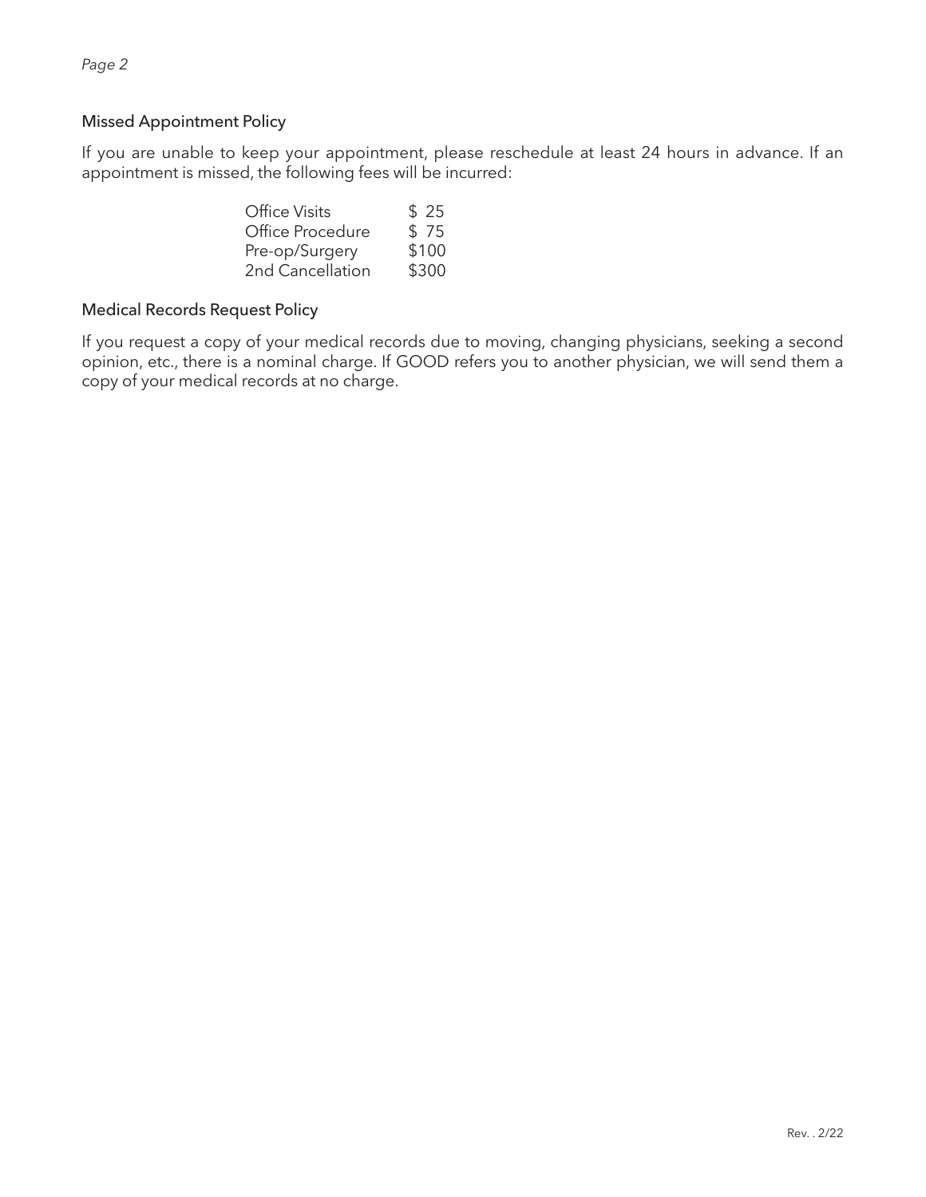## Missed Appointment Policy

If you are unable to keep your appointment, please reschedule at least 24 hours in advance. If an appointment is missed, the following fees will be incurred:

| | |
|---|---|
| Office Visits | $ 25 |
| Office Procedure | $ 75 |
| Pre-op/Surgery | $100 |
| 2nd Cancellation | $300 |

## Medical Records Request Policy

If you request a copy of your medical records due to moving, changing physicians, seeking a second opinion, etc., there is a nominal charge. If GOOD refers you to another physician, we will send them a copy of your medical records at no charge.

Rev. . 2/22